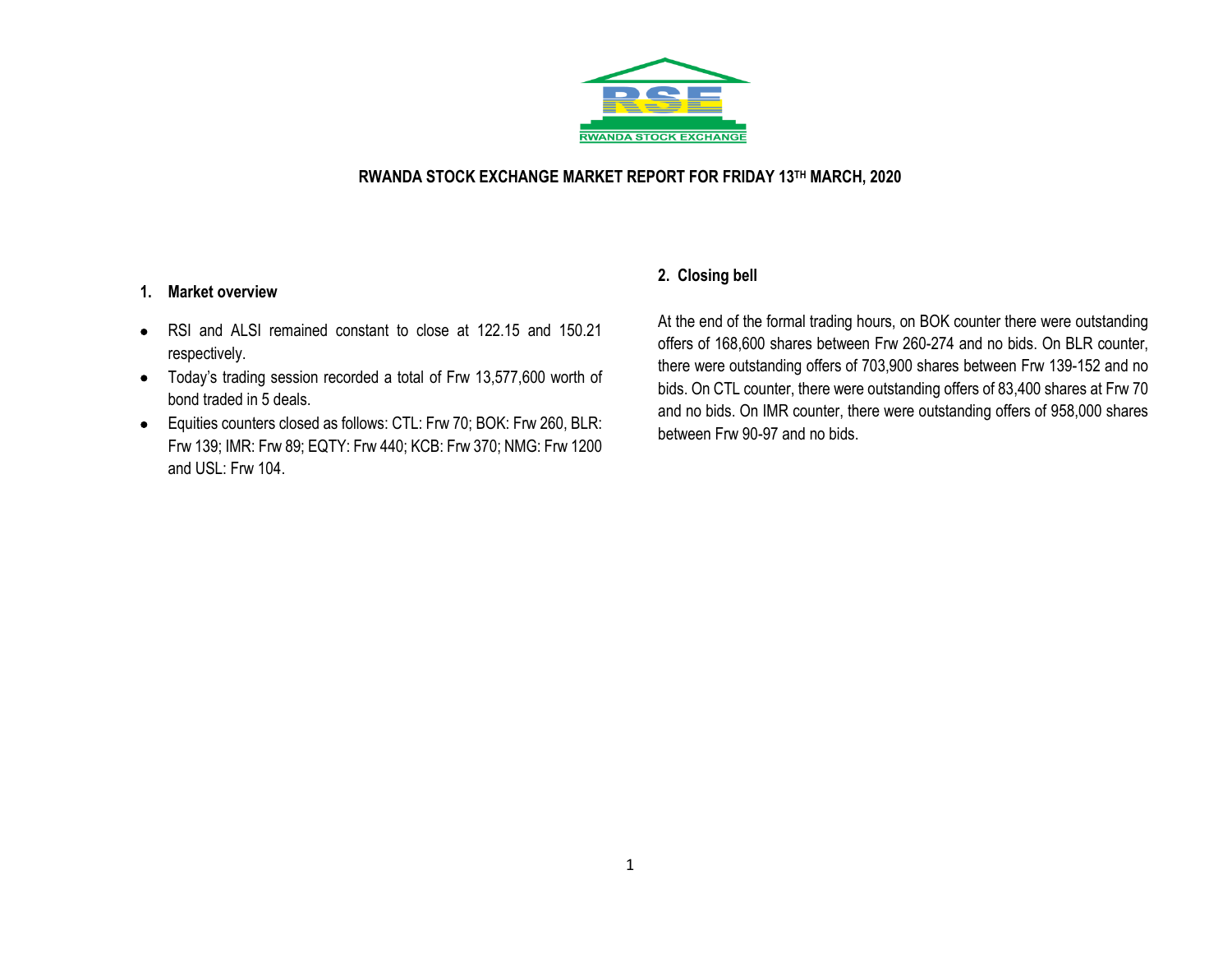RWANDA STOCK EXCHANGE

# RWANDA STOCK EXCHANGE MARKET REPORT FOR FRIDAY 13TH MARCH, 2020

## 1. Market overview

- RSI and ALSI remained constant to close at 122.15 and 150.21 respectively.
- Today's trading session recorded a total of Frw 13,577,600 worth of bond traded in 5 deals.
- Equities counters closed as follows: CTL: Frw 70; BOK: Frw 260, BLR: Frw 139; IMR: Frw 89; EQTY: Frw 440; KCB: Frw 370; NMG: Frw 1200 and USL: Frw 104.

## 2. Closing bell

At the end of the formal trading hours, on BOK counter there were outstanding offers of 168,600 shares between Frw 260-274 and no bids. On BLR counter, there were outstanding offers of 703,900 shares between Frw 139-152 and no bids. On CTL counter, there were outstanding offers of 83,400 shares at Frw 70 and no bids. On IMR counter, there were outstanding offers of 958,000 shares between Frw 90-97 and no bids.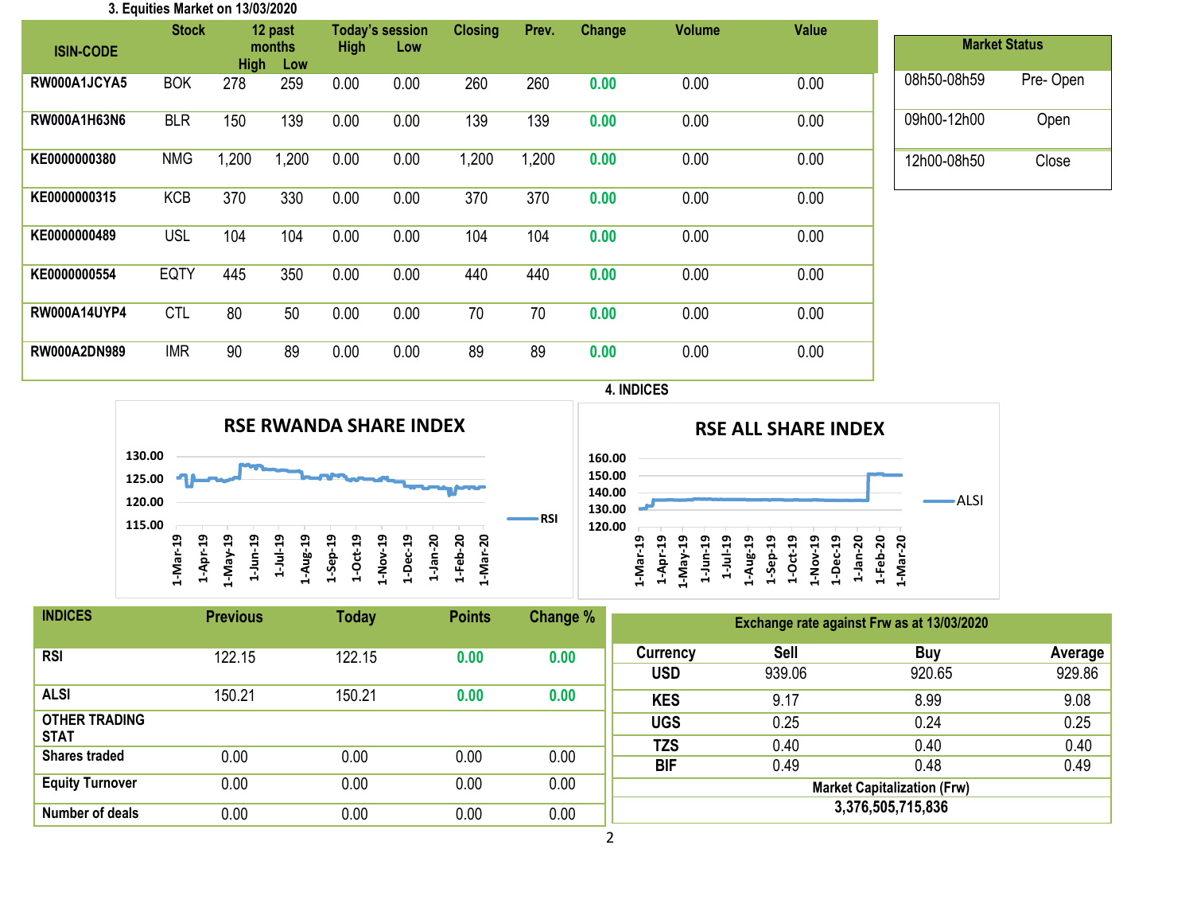## 3. Equities Market on 13/03/2020

| ISIN-CODE | Stock | 12 past months High | 12 past months Low | Today's session High | Today's session Low | Closing | Prev. | Change | Volume | Value |
|---|---|---|---|---|---|---|---|---|---|---|
| RW000A1JCYA5 | BOK | 278 | 259 | 0.00 | 0.00 | 260 | 260 | 0.00 | 0.00 | 0.00 |
| RW000A1H63N6 | BLR | 150 | 139 | 0.00 | 0.00 | 139 | 139 | 0.00 | 0.00 | 0.00 |
| KE0000000380 | NMG | 1,200 | 1,200 | 0.00 | 0.00 | 1,200 | 1,200 | 0.00 | 0.00 | 0.00 |
| KE0000000315 | KCB | 370 | 330 | 0.00 | 0.00 | 370 | 370 | 0.00 | 0.00 | 0.00 |
| KE0000000489 | USL | 104 | 104 | 0.00 | 0.00 | 104 | 104 | 0.00 | 0.00 | 0.00 |
| KE0000000554 | EQTY | 445 | 350 | 0.00 | 0.00 | 440 | 440 | 0.00 | 0.00 | 0.00 |
| RW000A14UYP4 | CTL | 80 | 50 | 0.00 | 0.00 | 70 | 70 | 0.00 | 0.00 | 0.00 |
| RW000A2DN989 | IMR | 90 | 89 | 0.00 | 0.00 | 89 | 89 | 0.00 | 0.00 | 0.00 |

| Market Status | |
|---|---|
| 08h50-08h59 | Pre- Open |
| 09h00-12h00 | Open |
| 12h00-08h50 | Close |

## 4. INDICES

**RSE RWANDA SHARE INDEX** (RSI)

**RSE ALL SHARE INDEX** (ALSI)

| INDICES | Previous | Today | Points | Change % |
|---|---|---|---|---|
| RSI | 122.15 | 122.15 | 0.00 | 0.00 |
| ALSI | 150.21 | 150.21 | 0.00 | 0.00 |
| OTHER TRADING STAT | | | | |
| Shares traded | 0.00 | 0.00 | 0.00 | 0.00 |
| Equity Turnover | 0.00 | 0.00 | 0.00 | 0.00 |
| Number of deals | 0.00 | 0.00 | 0.00 | 0.00 |

**Exchange rate against Frw as at 13/03/2020**

| Currency | Sell | Buy | Average |
|---|---|---|---|
| USD | 939.06 | 920.65 | 929.86 |
| KES | 9.17 | 8.99 | 9.08 |
| UGS | 0.25 | 0.24 | 0.25 |
| TZS | 0.40 | 0.40 | 0.40 |
| BIF | 0.49 | 0.48 | 0.49 |

**Market Capitalization (Frw)**

**3,376,505,715,836**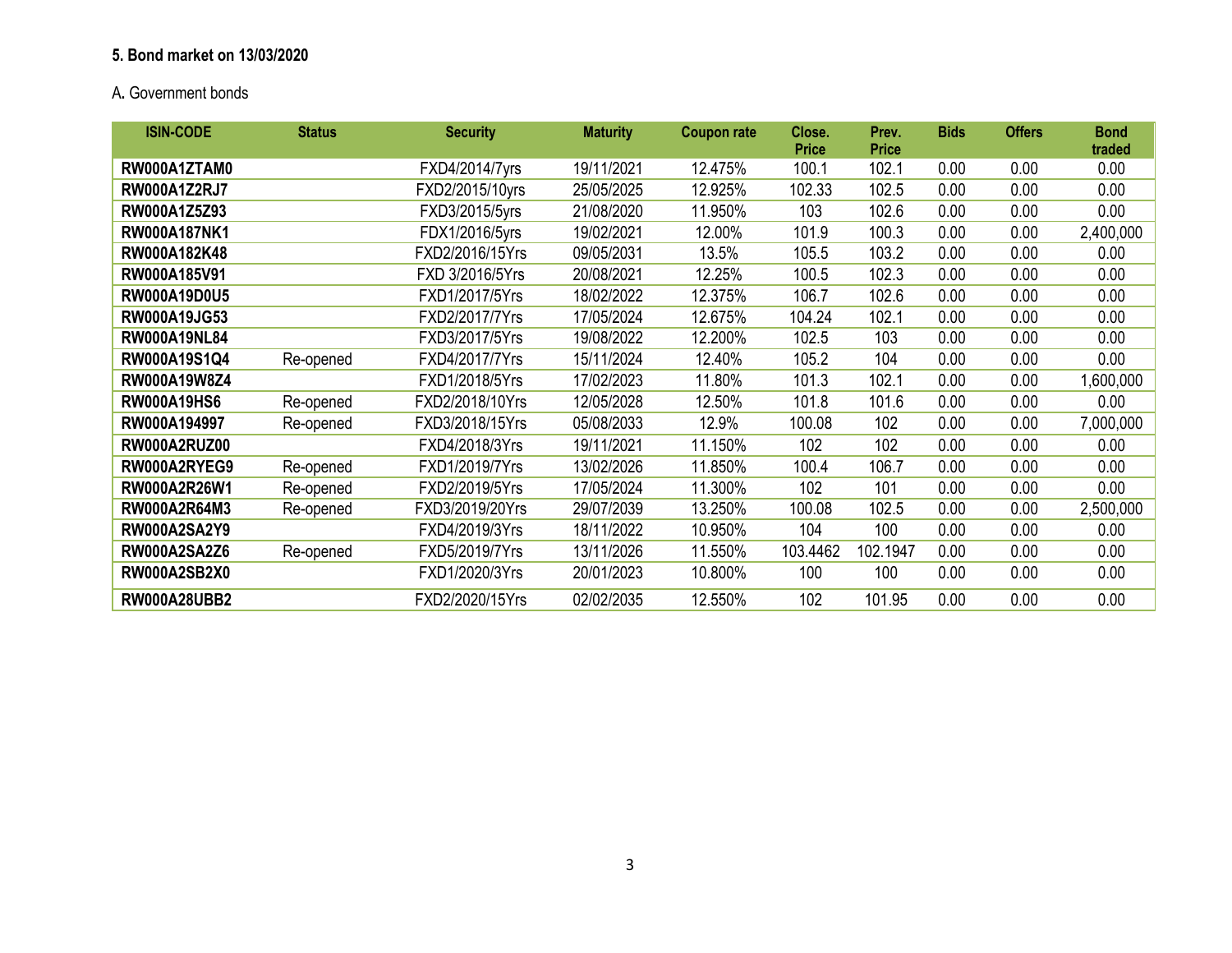### 5. Bond market on 13/03/2020

A. Government bonds

| ISIN-CODE | Status | Security | Maturity | Coupon rate | Close. Price | Prev. Price | Bids | Offers | Bond traded |
|---|---|---|---|---|---|---|---|---|---|
| **RW000A1ZTAM0** | | FXD4/2014/7yrs | 19/11/2021 | 12.475% | 100.1 | 102.1 | 0.00 | 0.00 | 0.00 |
| **RW000A1Z2RJ7** | | FXD2/2015/10yrs | 25/05/2025 | 12.925% | 102.33 | 102.5 | 0.00 | 0.00 | 0.00 |
| **RW000A1Z5Z93** | | FXD3/2015/5yrs | 21/08/2020 | 11.950% | 103 | 102.6 | 0.00 | 0.00 | 0.00 |
| **RW000A187NK1** | | FDX1/2016/5yrs | 19/02/2021 | 12.00% | 101.9 | 100.3 | 0.00 | 0.00 | 2,400,000 |
| **RW000A182K48** | | FXD2/2016/15Yrs | 09/05/2031 | 13.5% | 105.5 | 103.2 | 0.00 | 0.00 | 0.00 |
| **RW000A185V91** | | FXD 3/2016/5Yrs | 20/08/2021 | 12.25% | 100.5 | 102.3 | 0.00 | 0.00 | 0.00 |
| **RW000A19D0U5** | | FXD1/2017/5Yrs | 18/02/2022 | 12.375% | 106.7 | 102.6 | 0.00 | 0.00 | 0.00 |
| **RW000A19JG53** | | FXD2/2017/7Yrs | 17/05/2024 | 12.675% | 104.24 | 102.1 | 0.00 | 0.00 | 0.00 |
| **RW000A19NL84** | | FXD3/2017/5Yrs | 19/08/2022 | 12.200% | 102.5 | 103 | 0.00 | 0.00 | 0.00 |
| **RW000A19S1Q4** | Re-opened | FXD4/2017/7Yrs | 15/11/2024 | 12.40% | 105.2 | 104 | 0.00 | 0.00 | 0.00 |
| **RW000A19W8Z4** | | FXD1/2018/5Yrs | 17/02/2023 | 11.80% | 101.3 | 102.1 | 0.00 | 0.00 | 1,600,000 |
| **RW000A19HS6** | Re-opened | FXD2/2018/10Yrs | 12/05/2028 | 12.50% | 101.8 | 101.6 | 0.00 | 0.00 | 0.00 |
| **RW000A194997** | Re-opened | FXD3/2018/15Yrs | 05/08/2033 | 12.9% | 100.08 | 102 | 0.00 | 0.00 | 7,000,000 |
| **RW000A2RUZ00** | | FXD4/2018/3Yrs | 19/11/2021 | 11.150% | 102 | 102 | 0.00 | 0.00 | 0.00 |
| **RW000A2RYEG9** | Re-opened | FXD1/2019/7Yrs | 13/02/2026 | 11.850% | 100.4 | 106.7 | 0.00 | 0.00 | 0.00 |
| **RW000A2R26W1** | Re-opened | FXD2/2019/5Yrs | 17/05/2024 | 11.300% | 102 | 101 | 0.00 | 0.00 | 0.00 |
| **RW000A2R64M3** | Re-opened | FXD3/2019/20Yrs | 29/07/2039 | 13.250% | 100.08 | 102.5 | 0.00 | 0.00 | 2,500,000 |
| **RW000A2SA2Y9** | | FXD4/2019/3Yrs | 18/11/2022 | 10.950% | 104 | 100 | 0.00 | 0.00 | 0.00 |
| **RW000A2SA2Z6** | Re-opened | FXD5/2019/7Yrs | 13/11/2026 | 11.550% | 103.4462 | 102.1947 | 0.00 | 0.00 | 0.00 |
| **RW000A2SB2X0** | | FXD1/2020/3Yrs | 20/01/2023 | 10.800% | 100 | 100 | 0.00 | 0.00 | 0.00 |
| **RW000A28UBB2** | | FXD2/2020/15Yrs | 02/02/2035 | 12.550% | 102 | 101.95 | 0.00 | 0.00 | 0.00 |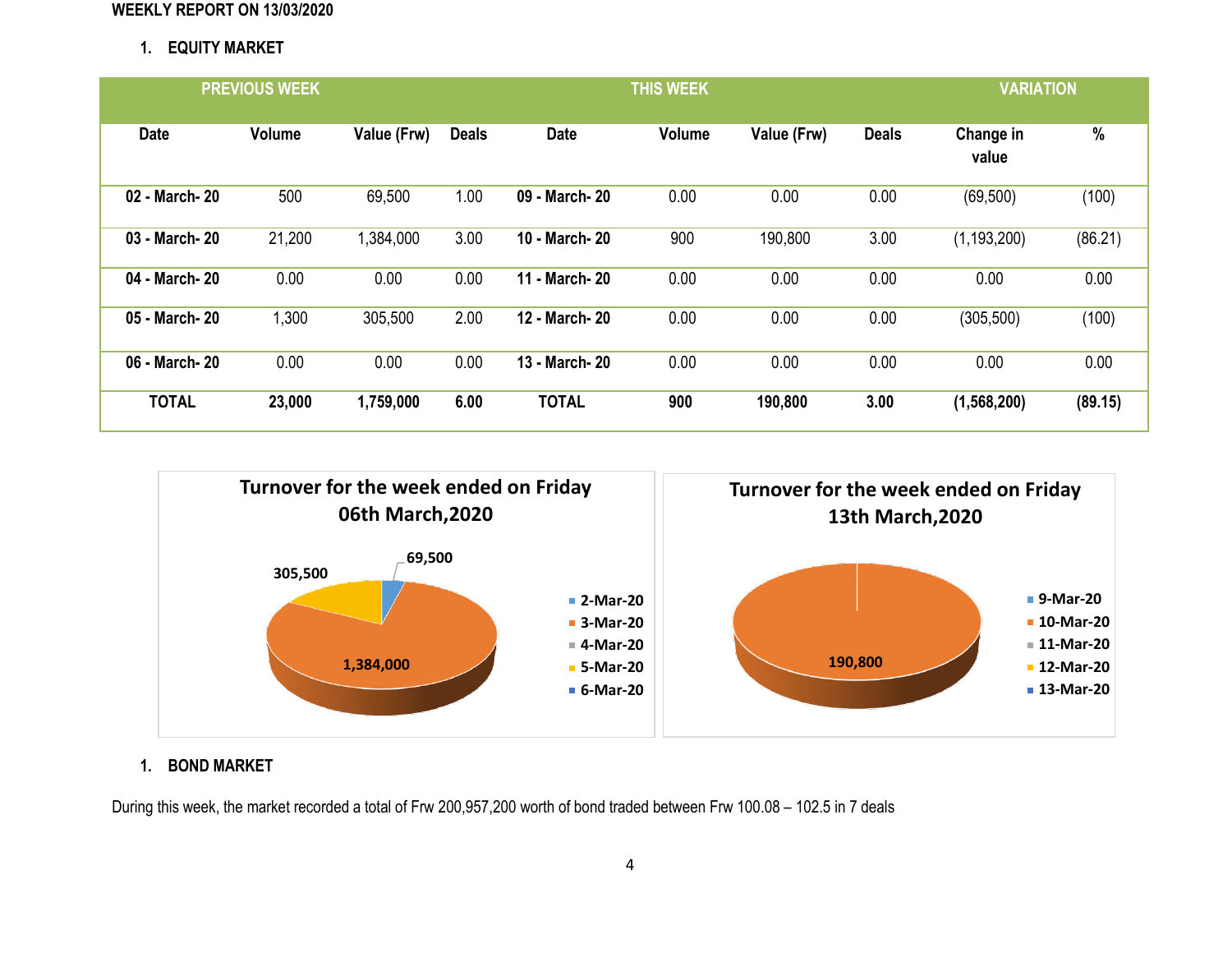WEEKLY REPORT ON 13/03/2020

## 1. EQUITY MARKET

| PREVIOUS WEEK | | | | THIS WEEK | | | | VARIATION | |
|---|---|---|---|---|---|---|---|---|---|
| Date | Volume | Value (Frw) | Deals | Date | Volume | Value (Frw) | Deals | Change in value | % |
| **02 - March- 20** | 500 | 69,500 | 1.00 | **09 - March- 20** | 0.00 | 0.00 | 0.00 | (69,500) | (100) |
| **03 - March- 20** | 21,200 | 1,384,000 | 3.00 | **10 - March- 20** | 900 | 190,800 | 3.00 | (1,193,200) | (86.21) |
| **04 - March- 20** | 0.00 | 0.00 | 0.00 | **11 - March- 20** | 0.00 | 0.00 | 0.00 | 0.00 | 0.00 |
| **05 - March- 20** | 1,300 | 305,500 | 2.00 | **12 - March- 20** | 0.00 | 0.00 | 0.00 | (305,500) | (100) |
| **06 - March- 20** | 0.00 | 0.00 | 0.00 | **13 - March- 20** | 0.00 | 0.00 | 0.00 | 0.00 | 0.00 |
| **TOTAL** | **23,000** | **1,759,000** | **6.00** | **TOTAL** | **900** | **190,800** | **3.00** | **(1,568,200)** | **(89.15)** |

Turnover for the week ended on Friday 06th March,2020

305,500
69,500
1,384,000

2-Mar-20
3-Mar-20
4-Mar-20
5-Mar-20
6-Mar-20

Turnover for the week ended on Friday 13th March,2020

190,800

9-Mar-20
10-Mar-20
11-Mar-20
12-Mar-20
13-Mar-20

## 1. BOND MARKET

During this week, the market recorded a total of Frw 200,957,200 worth of bond traded between Frw 100.08 – 102.5 in 7 deals